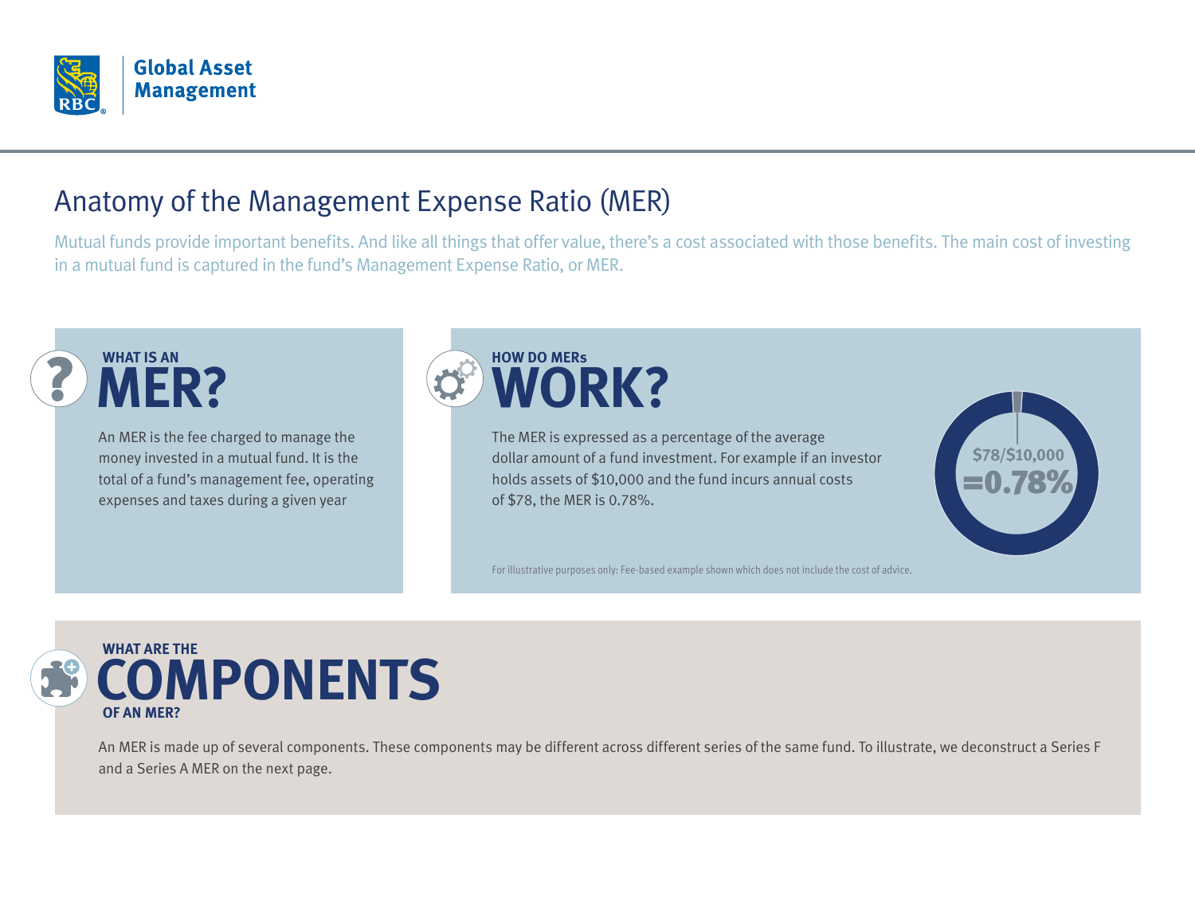RBC Global Asset Management

# Anatomy of the Management Expense Ratio (MER)

Mutual funds provide important benefits. And like all things that offer value, there's a cost associated with those benefits. The main cost of investing in a mutual fund is captured in the fund's Management Expense Ratio, or MER.

## WHAT IS AN MER?

An MER is the fee charged to manage the money invested in a mutual fund. It is the total of a fund's management fee, operating expenses and taxes during a given year

## HOW DO MERs WORK?

The MER is expressed as a percentage of the average dollar amount of a fund investment. For example if an investor holds assets of $10,000 and the fund incurs annual costs of $78, the MER is 0.78%.

$78/$10,000 =0.78%

For illustrative purposes only: Fee-based example shown which does not include the cost of advice.

## WHAT ARE THE COMPONENTS OF AN MER?

An MER is made up of several components. These components may be different across different series of the same fund. To illustrate, we deconstruct a Series F and a Series A MER on the next page.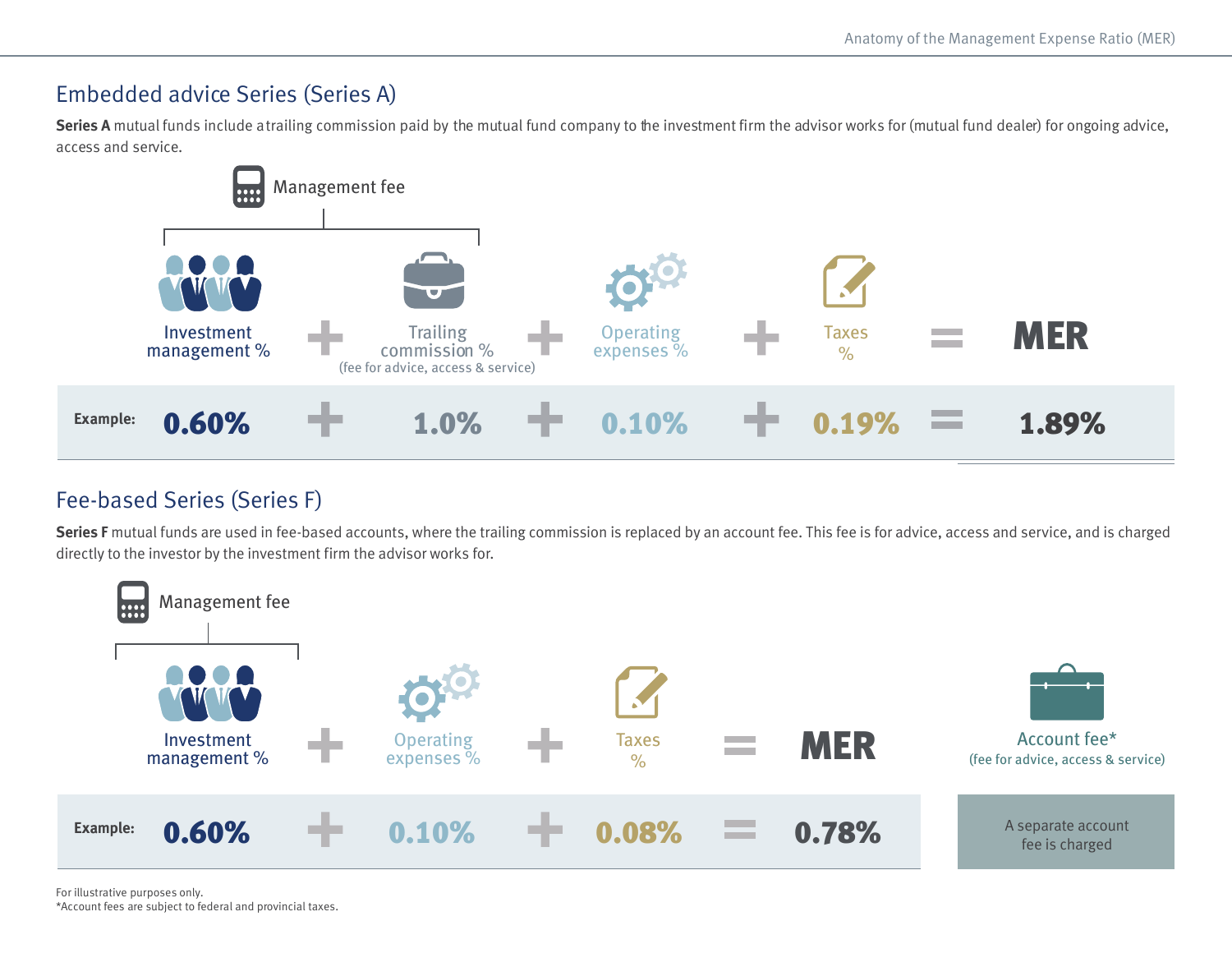## Embedded advice Series (Series A)

**Series A** mutual funds include a trailing commission paid by the mutual fund company to the investment firm the advisor works for (mutual fund dealer) for ongoing advice, access and service.

Management fee

| | Investment management % | + | Trailing commission % (fee for advice, access & service) | + | Operating expenses % | + | Taxes % | = | MER |
|---|---|---|---|---|---|---|---|---|---|
| **Example:** | **0.60%** | + | **1.0%** | + | **0.10%** | + | **0.19%** | = | **1.89%** |

## Fee-based Series (Series F)

**Series F** mutual funds are used in fee-based accounts, where the trailing commission is replaced by an account fee. This fee is for advice, access and service, and is charged directly to the investor by the investment firm the advisor works for.

Management fee

| | Investment management % | + | Operating expenses % | + | Taxes % | = | MER |
|---|---|---|---|---|---|---|---|
| **Example:** | **0.60%** | + | **0.10%** | + | **0.08%** | = | **0.78%** |

Account fee* (fee for advice, access & service)

A separate account fee is charged

For illustrative purposes only.
*Account fees are subject to federal and provincial taxes.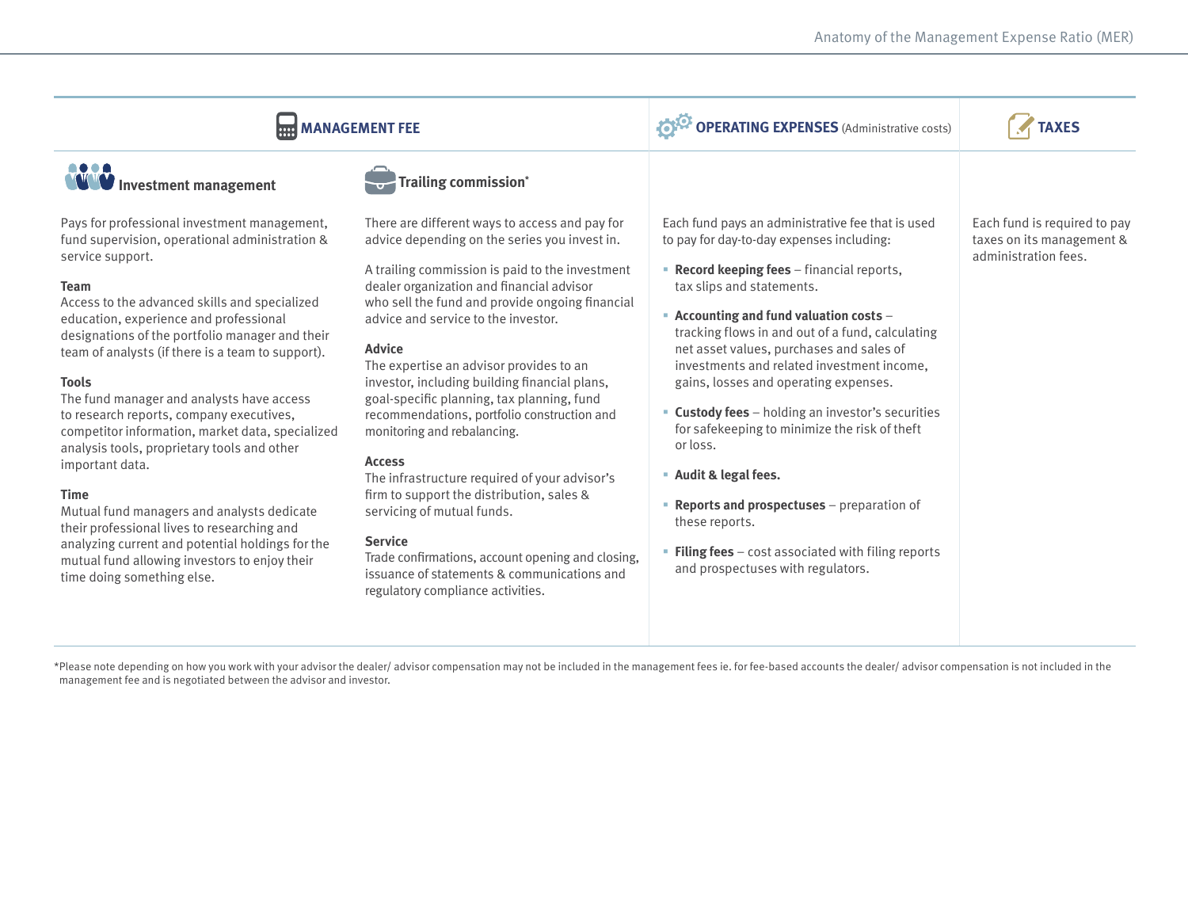## MANAGEMENT FEE

### Investment management

Pays for professional investment management, fund supervision, operational administration & service support.

**Team**
Access to the advanced skills and specialized education, experience and professional designations of the portfolio manager and their team of analysts (if there is a team to support).

**Tools**
The fund manager and analysts have access to research reports, company executives, competitor information, market data, specialized analysis tools, proprietary tools and other important data.

**Time**
Mutual fund managers and analysts dedicate their professional lives to researching and analyzing current and potential holdings for the mutual fund allowing investors to enjoy their time doing something else.

### Trailing commission*

There are different ways to access and pay for advice depending on the series you invest in.

A trailing commission is paid to the investment dealer organization and financial advisor who sell the fund and provide ongoing financial advice and service to the investor.

**Advice**
The expertise an advisor provides to an investor, including building financial plans, goal-specific planning, tax planning, fund recommendations, portfolio construction and monitoring and rebalancing.

**Access**
The infrastructure required of your advisor's firm to support the distribution, sales & servicing of mutual funds.

**Service**
Trade confirmations, account opening and closing, issuance of statements & communications and regulatory compliance activities.

## OPERATING EXPENSES (Administrative costs)

Each fund pays an administrative fee that is used to pay for day-to-day expenses including:

- **Record keeping fees** – financial reports, tax slips and statements.
- **Accounting and fund valuation costs** – tracking flows in and out of a fund, calculating net asset values, purchases and sales of investments and related investment income, gains, losses and operating expenses.
- **Custody fees** – holding an investor's securities for safekeeping to minimize the risk of theft or loss.
- **Audit & legal fees.**
- **Reports and prospectuses** – preparation of these reports.
- **Filing fees** – cost associated with filing reports and prospectuses with regulators.

## TAXES

Each fund is required to pay taxes on its management & administration fees.

*Please note depending on how you work with your advisor the dealer/ advisor compensation may not be included in the management fees ie. for fee-based accounts the dealer/ advisor compensation is not included in the management fee and is negotiated between the advisor and investor.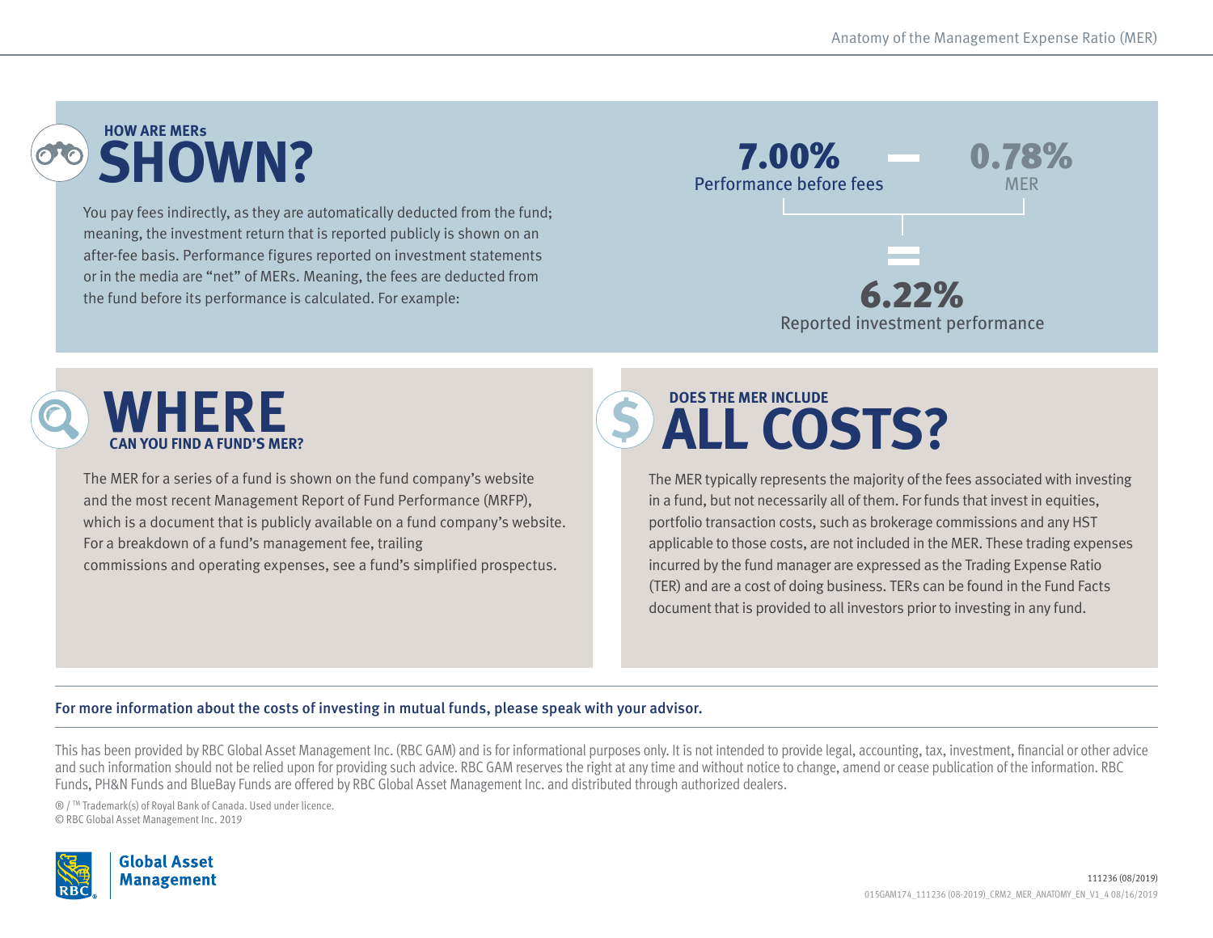## HOW ARE MERs SHOWN?

You pay fees indirectly, as they are automatically deducted from the fund; meaning, the investment return that is reported publicly is shown on an after-fee basis. Performance figures reported on investment statements or in the media are "net" of MERs. Meaning, the fees are deducted from the fund before its performance is calculated. For example:

**7.00%** Performance before fees − **0.78%** MER = **6.22%** Reported investment performance

## WHERE CAN YOU FIND A FUND'S MER?

The MER for a series of a fund is shown on the fund company's website and the most recent Management Report of Fund Performance (MRFP), which is a document that is publicly available on a fund company's website. For a breakdown of a fund's management fee, trailing commissions and operating expenses, see a fund's simplified prospectus.

## DOES THE MER INCLUDE ALL COSTS?

The MER typically represents the majority of the fees associated with investing in a fund, but not necessarily all of them. For funds that invest in equities, portfolio transaction costs, such as brokerage commissions and any HST applicable to those costs, are not included in the MER. These trading expenses incurred by the fund manager are expressed as the Trading Expense Ratio (TER) and are a cost of doing business. TERs can be found in the Fund Facts document that is provided to all investors prior to investing in any fund.

**For more information about the costs of investing in mutual funds, please speak with your advisor.**

This has been provided by RBC Global Asset Management Inc. (RBC GAM) and is for informational purposes only. It is not intended to provide legal, accounting, tax, investment, financial or other advice and such information should not be relied upon for providing such advice. RBC GAM reserves the right at any time and without notice to change, amend or cease publication of the information. RBC Funds, PH&N Funds and BlueBay Funds are offered by RBC Global Asset Management Inc. and distributed through authorized dealers.

® / ™ Trademark(s) of Royal Bank of Canada. Used under licence.
© RBC Global Asset Management Inc. 2019

RBC Global Asset Management

111236 (08/2019)
015GAM174_111236 (08-2019)_CRM2_MER_ANATOMY_EN_V1_4 08/16/2019